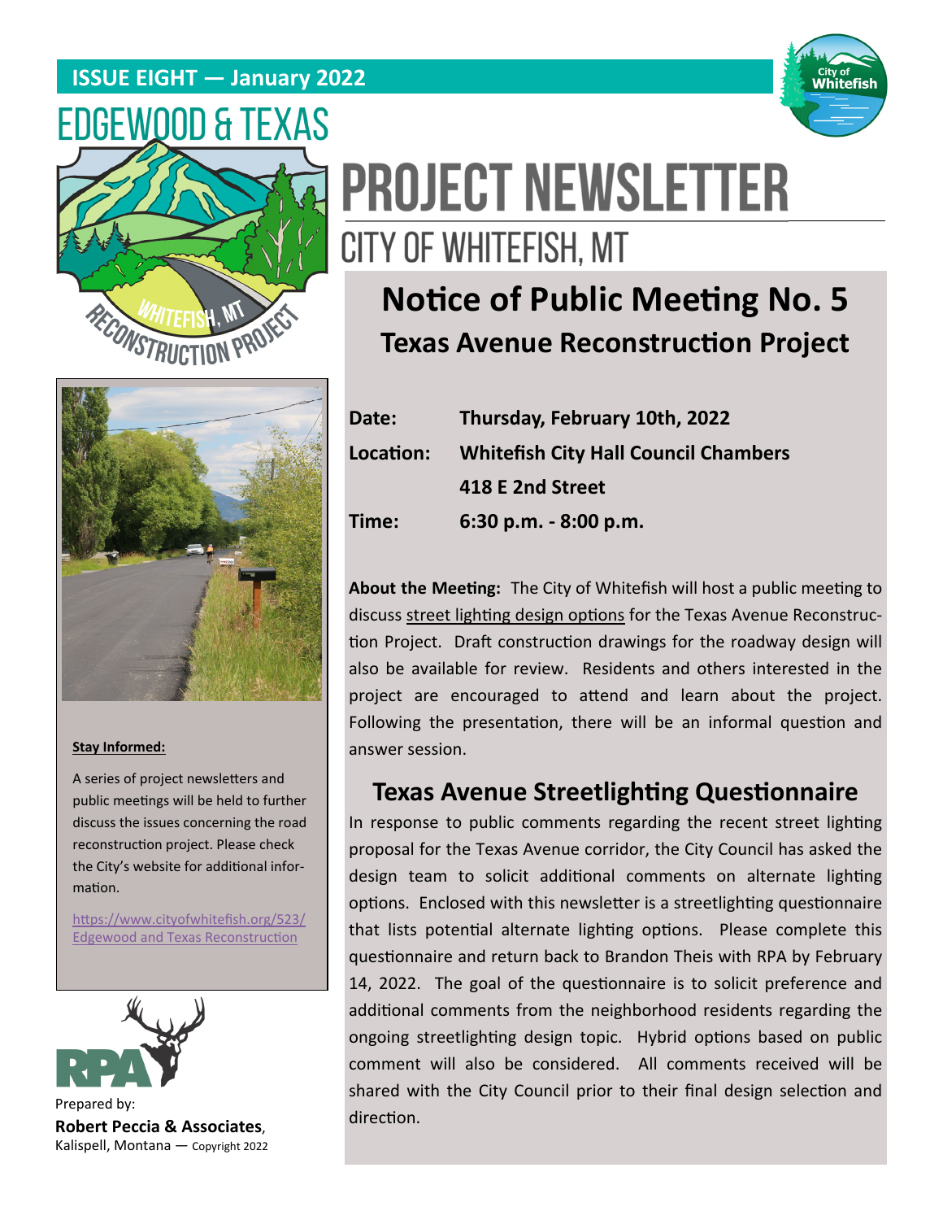**ISSUE EIGHT — January 2022**

# EDGEWOOD & TEXAS

# PROJECT NEWSLETTER

## CITY OF WHITEFISH, MT

## Notice of Public Meeting No. 5

### Texas Avenue Reconstruction Project

| | |
|---|---|
| **Date:** | **Thursday, February 10th, 2022** |
| **Location:** | **Whitefish City Hall Council Chambers** |
| | **418 E 2nd Street** |
| **Time:** | **6:30 p.m. - 8:00 p.m.** |

**About the Meeting:** The City of Whitefish will host a public meeting to discuss street lighting design options for the Texas Avenue Reconstruction Project. Draft construction drawings for the roadway design will also be available for review. Residents and others interested in the project are encouraged to attend and learn about the project. Following the presentation, there will be an informal question and answer session.

### Texas Avenue Streetlighting Questionnaire

In response to public comments regarding the recent street lighting proposal for the Texas Avenue corridor, the City Council has asked the design team to solicit additional comments on alternate lighting options. Enclosed with this newsletter is a streetlighting questionnaire that lists potential alternate lighting options. Please complete this questionnaire and return back to Brandon Theis with RPA by February 14, 2022. The goal of the questionnaire is to solicit preference and additional comments from the neighborhood residents regarding the ongoing streetlighting design topic. Hybrid options based on public comment will also be considered. All comments received will be shared with the City Council prior to their final design selection and direction.

**Stay Informed:**

A series of project newsletters and public meetings will be held to further discuss the issues concerning the road reconstruction project. Please check the City's website for additional information.

https://www.cityofwhitefish.org/523/Edgewood and Texas Reconstruction

Prepared by:
**Robert Peccia & Associates**,
Kalispell, Montana — Copyright 2022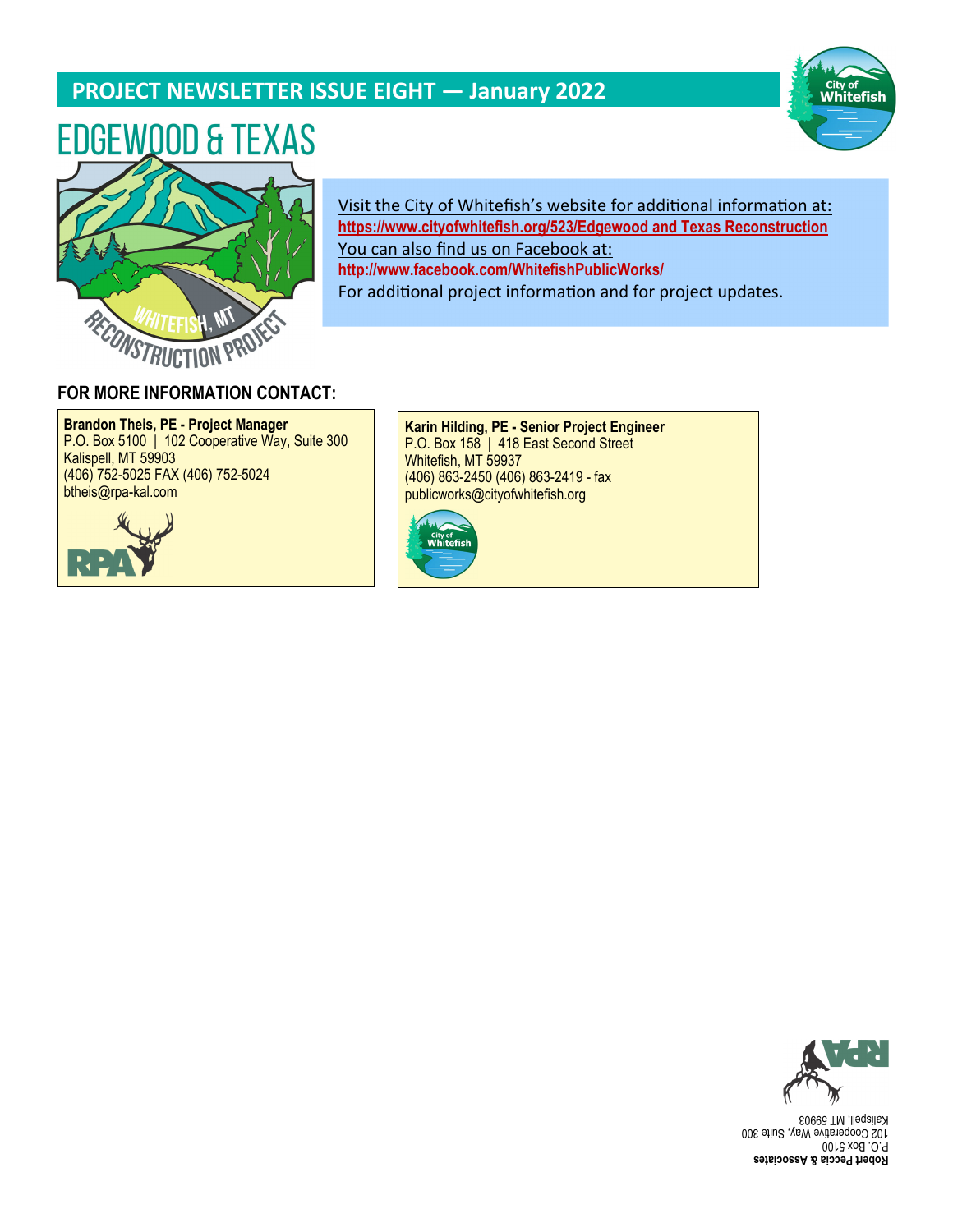## PROJECT NEWSLETTER ISSUE EIGHT — January 2022

# EDGEWOOD & TEXAS

WHITEFISH, MT
RECONSTRUCTION PROJECT

Visit the City of Whitefish's website for additional information at:
https://www.cityofwhitefish.org/523/Edgewood and Texas Reconstruction
You can also find us on Facebook at:
http://www.facebook.com/WhitefishPublicWorks/
For additional project information and for project updates.

### FOR MORE INFORMATION CONTACT:

**Brandon Theis, PE - Project Manager**
P.O. Box 5100 | 102 Cooperative Way, Suite 300
Kalispell, MT 59903
(406) 752-5025 FAX (406) 752-5024
btheis@rpa-kal.com

**Karin Hilding, PE - Senior Project Engineer**
P.O. Box 158 | 418 East Second Street
Whitefish, MT 59937
(406) 863-2450 (406) 863-2419 - fax
publicworks@cityofwhitefish.org

**Robert Peccia & Associates**
P.O. Box 5100
102 Cooperative Way, Suite 300
Kalispell, MT 59903